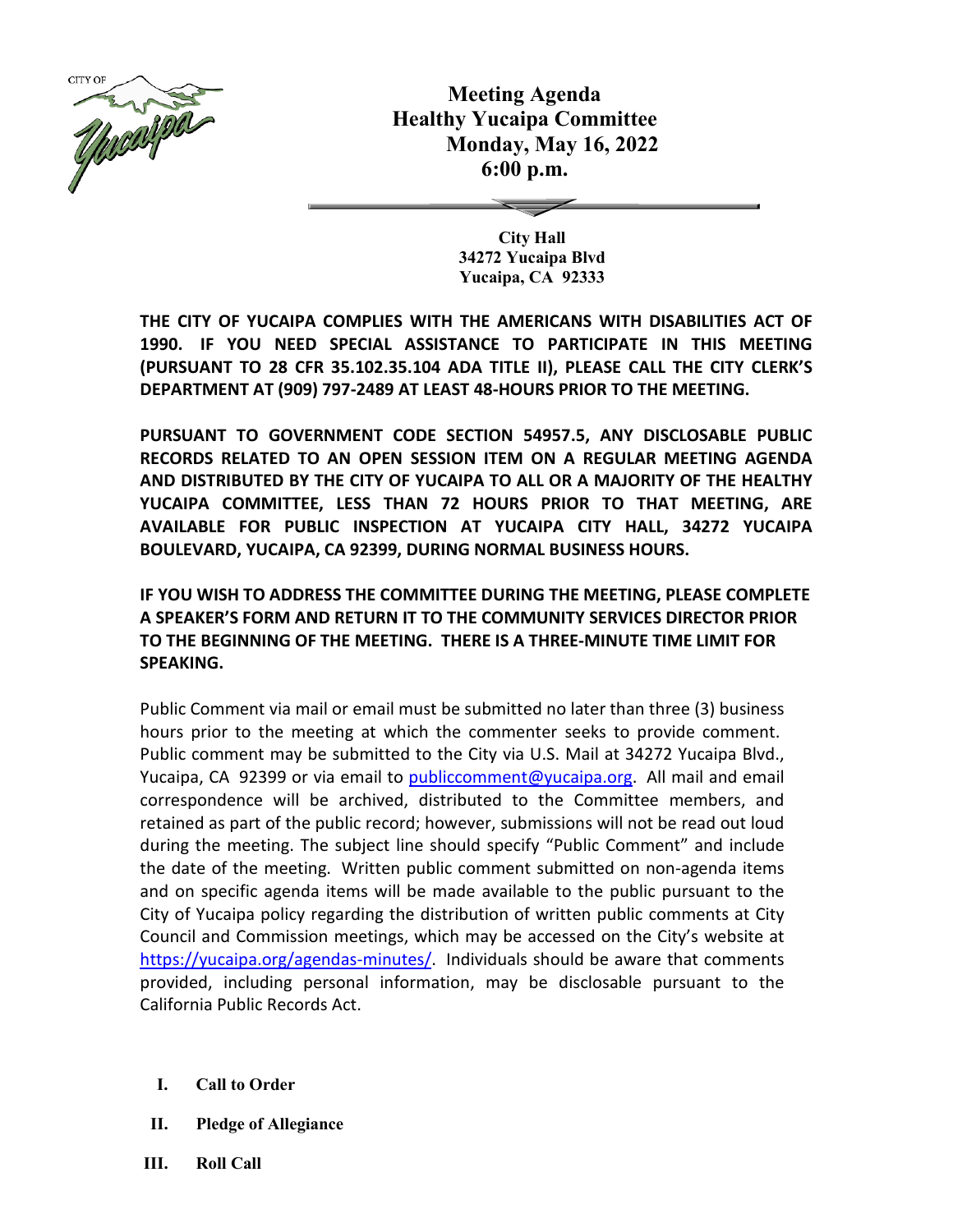# Meeting Agenda
# Healthy Yucaipa Committee
## Monday, May 16, 2022
## 6:00 p.m.

**City Hall**
**34272 Yucaipa Blvd**
**Yucaipa, CA 92333**

**THE CITY OF YUCAIPA COMPLIES WITH THE AMERICANS WITH DISABILITIES ACT OF 1990. IF YOU NEED SPECIAL ASSISTANCE TO PARTICIPATE IN THIS MEETING (PURSUANT TO 28 CFR 35.102.35.104 ADA TITLE II), PLEASE CALL THE CITY CLERK'S DEPARTMENT AT (909) 797-2489 AT LEAST 48-HOURS PRIOR TO THE MEETING.**

**PURSUANT TO GOVERNMENT CODE SECTION 54957.5, ANY DISCLOSABLE PUBLIC RECORDS RELATED TO AN OPEN SESSION ITEM ON A REGULAR MEETING AGENDA AND DISTRIBUTED BY THE CITY OF YUCAIPA TO ALL OR A MAJORITY OF THE HEALTHY YUCAIPA COMMITTEE, LESS THAN 72 HOURS PRIOR TO THAT MEETING, ARE AVAILABLE FOR PUBLIC INSPECTION AT YUCAIPA CITY HALL, 34272 YUCAIPA BOULEVARD, YUCAIPA, CA 92399, DURING NORMAL BUSINESS HOURS.**

**IF YOU WISH TO ADDRESS THE COMMITTEE DURING THE MEETING, PLEASE COMPLETE A SPEAKER'S FORM AND RETURN IT TO THE COMMUNITY SERVICES DIRECTOR PRIOR TO THE BEGINNING OF THE MEETING. THERE IS A THREE-MINUTE TIME LIMIT FOR SPEAKING.**

Public Comment via mail or email must be submitted no later than three (3) business hours prior to the meeting at which the commenter seeks to provide comment. Public comment may be submitted to the City via U.S. Mail at 34272 Yucaipa Blvd., Yucaipa, CA 92399 or via email to publiccomment@yucaipa.org. All mail and email correspondence will be archived, distributed to the Committee members, and retained as part of the public record; however, submissions will not be read out loud during the meeting. The subject line should specify "Public Comment" and include the date of the meeting. Written public comment submitted on non-agenda items and on specific agenda items will be made available to the public pursuant to the City of Yucaipa policy regarding the distribution of written public comments at City Council and Commission meetings, which may be accessed on the City's website at https://yucaipa.org/agendas-minutes/. Individuals should be aware that comments provided, including personal information, may be disclosable pursuant to the California Public Records Act.

- **I. Call to Order**
- **II. Pledge of Allegiance**
- **III. Roll Call**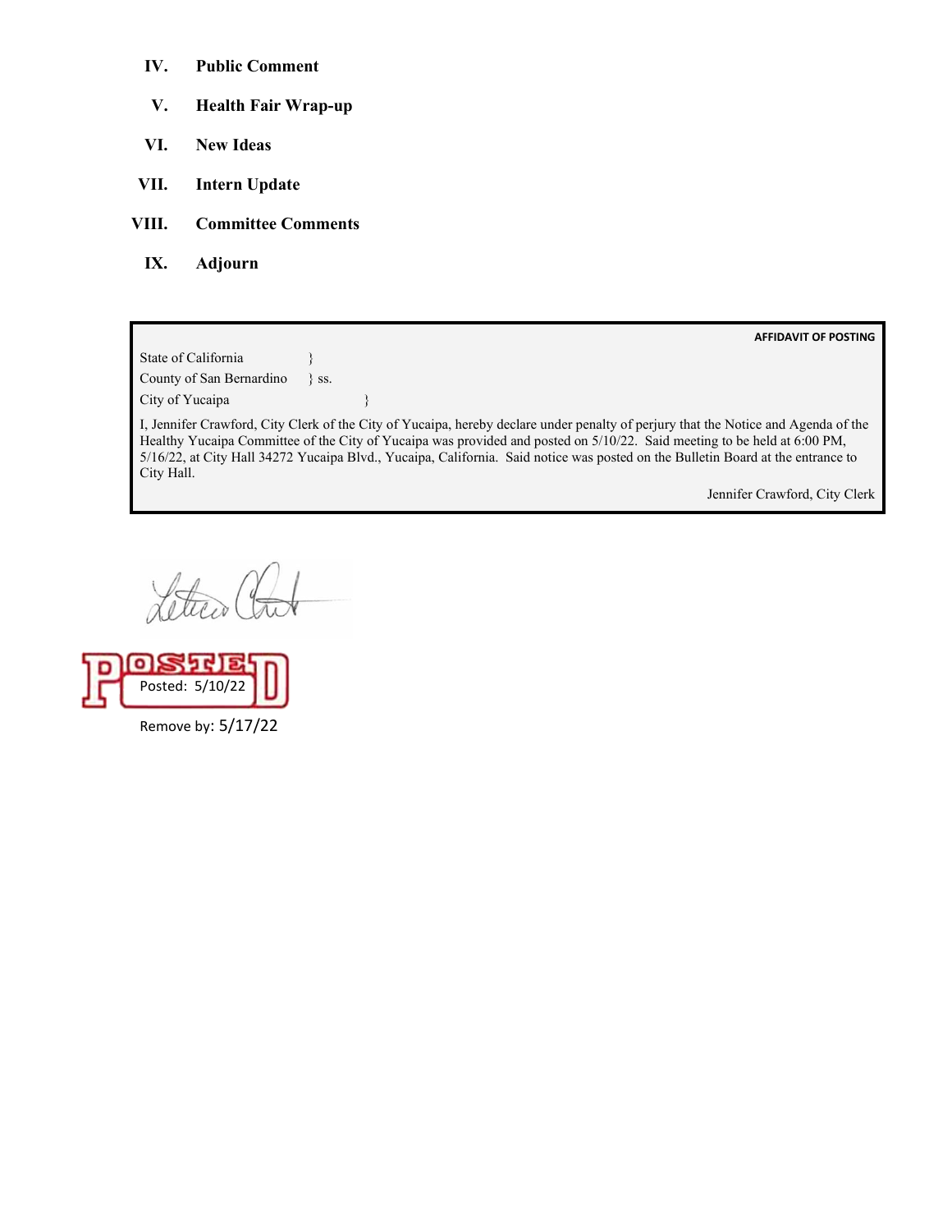IV. **Public Comment**

V. **Health Fair Wrap-up**

VI. **New Ideas**

VII. **Intern Update**

VIII. **Committee Comments**

IX. **Adjourn**

**AFFIDAVIT OF POSTING**

State of California }
County of San Bernardino } ss.
City of Yucaipa }

I, Jennifer Crawford, City Clerk of the City of Yucaipa, hereby declare under penalty of perjury that the Notice and Agenda of the Healthy Yucaipa Committee of the City of Yucaipa was provided and posted on 5/10/22. Said meeting to be held at 6:00 PM, 5/16/22, at City Hall 34272 Yucaipa Blvd., Yucaipa, California. Said notice was posted on the Bulletin Board at the entrance to City Hall.

Jennifer Crawford, City Clerk

POSTED
Posted: 5/10/22

Remove by: 5/17/22